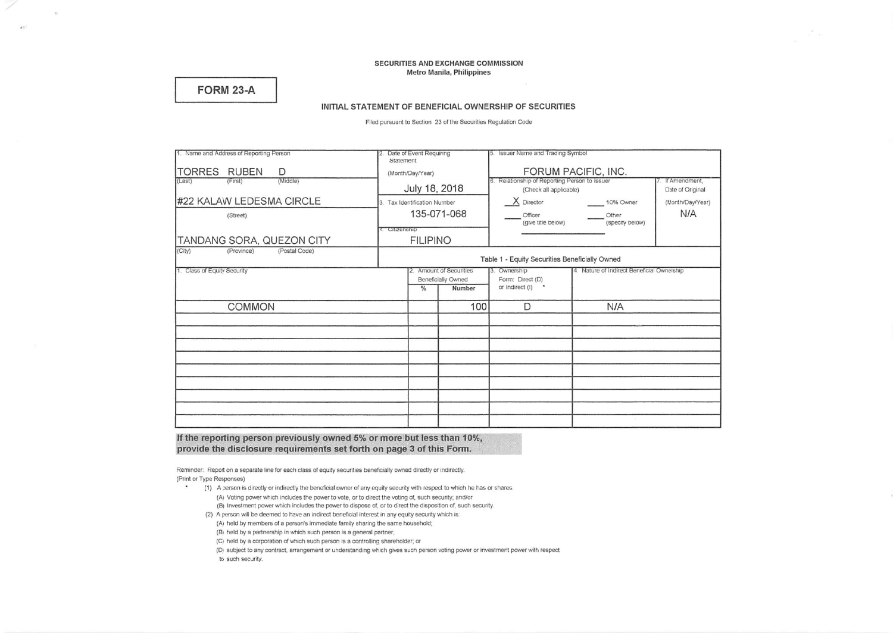SECURITIES AND EXCHANGE COMMISSION
Metro Manila, Philippines

**FORM 23-A**

## INITIAL STATEMENT OF BENEFICIAL OWNERSHIP OF SECURITIES

Filed pursuant to Section 23 of the Securities Regulation Code

| 1. Name and Address of Reporting Person | 2. Date of Event Requiring Statement (Month/Day/Year) | 5. Issuer Name and Trading Symbol | |
|---|---|---|---|
| TORRES RUBEN D<br>(Last) (First) (Middle) | July 18, 2018 | FORUM PACIFIC, INC. | |
| #22 KALAW LEDESMA CIRCLE<br>(Street) | 3. Tax Identification Number<br>135-071-068 | 6. Relationship of Reporting Person to Issuer (Check all applicable)<br>X Director ___ 10% Owner<br>___ Officer (give title below) ___ Other (specify below) | 7. If Amendment, Date of Original (Month/Day/Year)<br>N/A |
| TANDANG SORA, QUEZON CITY<br>(City) (Province) (Postal Code) | 4. Citizenship<br>FILIPINO | | |

**Table 1 - Equity Securities Beneficially Owned**

| 1. Class of Equity Security | 2. Amount of Securities Beneficially Owned | | 3. Ownership Form: Direct (D) or Indirect (I) * | 4. Nature of Indirect Beneficial Ownership |
|---|---|---|---|---|
| | % | Number | | |
| COMMON | | 100 | D | N/A |
| | | | | |
| | | | | |
| | | | | |
| | | | | |
| | | | | |
| | | | | |
| | | | | |
| | | | | |

**If the reporting person previously owned 5% or more but less than 10%, provide the disclosure requirements set forth on page 3 of this Form.**

Reminder: Report on a separate line for each class of equity securities beneficially owned directly or indirectly.
(Print or Type Responses)

\* (1) A person is directly or indirectly the beneficial owner of any equity security with respect to which he has or shares:
 (A) Voting power which includes the power to vote, or to direct the voting of, such security; and/or
 (B) Investment power which includes the power to dispose of, or to direct the disposition of, such security.
(2) A person will be deemed to have an indirect beneficial interest in any equity security which is:
 (A) held by members of a person's immediate family sharing the same household;
 (B) held by a partnership in which such person is a general partner;
 (C) held by a corporation of which such person is a controlling shareholder; or
 (D) subject to any contract, arrangement or understanding which gives such person voting power or investment power with respect to such security.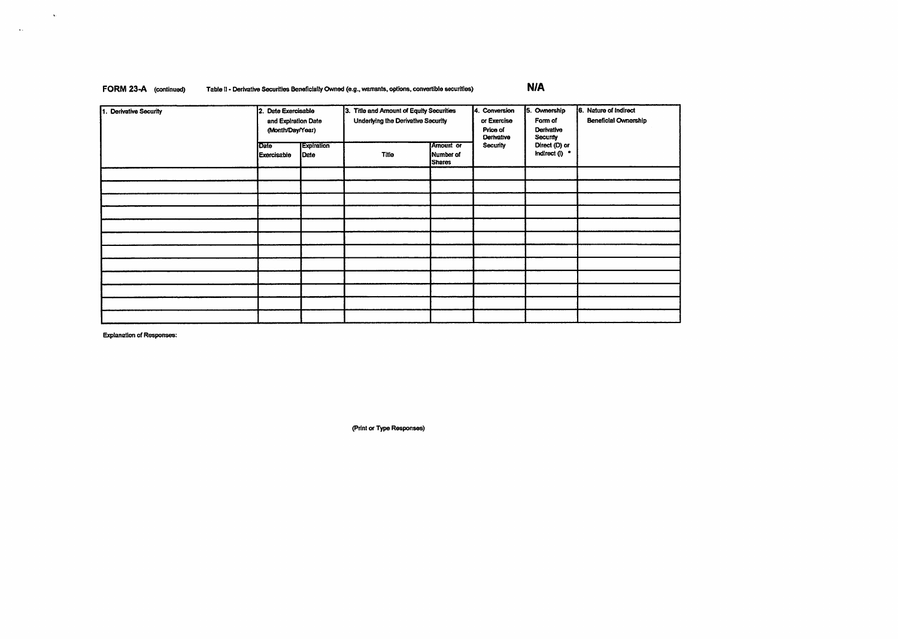**FORM 23-A** (continued) Table II - Derivative Securities Beneficially Owned (e.g., warrants, options, convertible securities) **N/A**

| 1. Derivative Security | 2. Date Exercisable and Expiration Date (Month/Day/Year) | | 3. Title and Amount of Equity Securities Underlying the Derivative Security | | 4. Conversion or Exercise Price of Derivative Security | 5. Ownership Form of Derivative Security Direct (D) or Indirect (I) * | 6. Nature of Indirect Beneficial Ownership |
|---|---|---|---|---|---|---|---|
| | Date Exercisable | Expiration Date | Title | Amount or Number of Shares | | | |
| | | | | | | | |
| | | | | | | | |
| | | | | | | | |
| | | | | | | | |
| | | | | | | | |
| | | | | | | | |
| | | | | | | | |
| | | | | | | | |
| | | | | | | | |
| | | | | | | | |
| | | | | | | | |
| | | | | | | | |

Explanation of Responses:

(Print or Type Responses)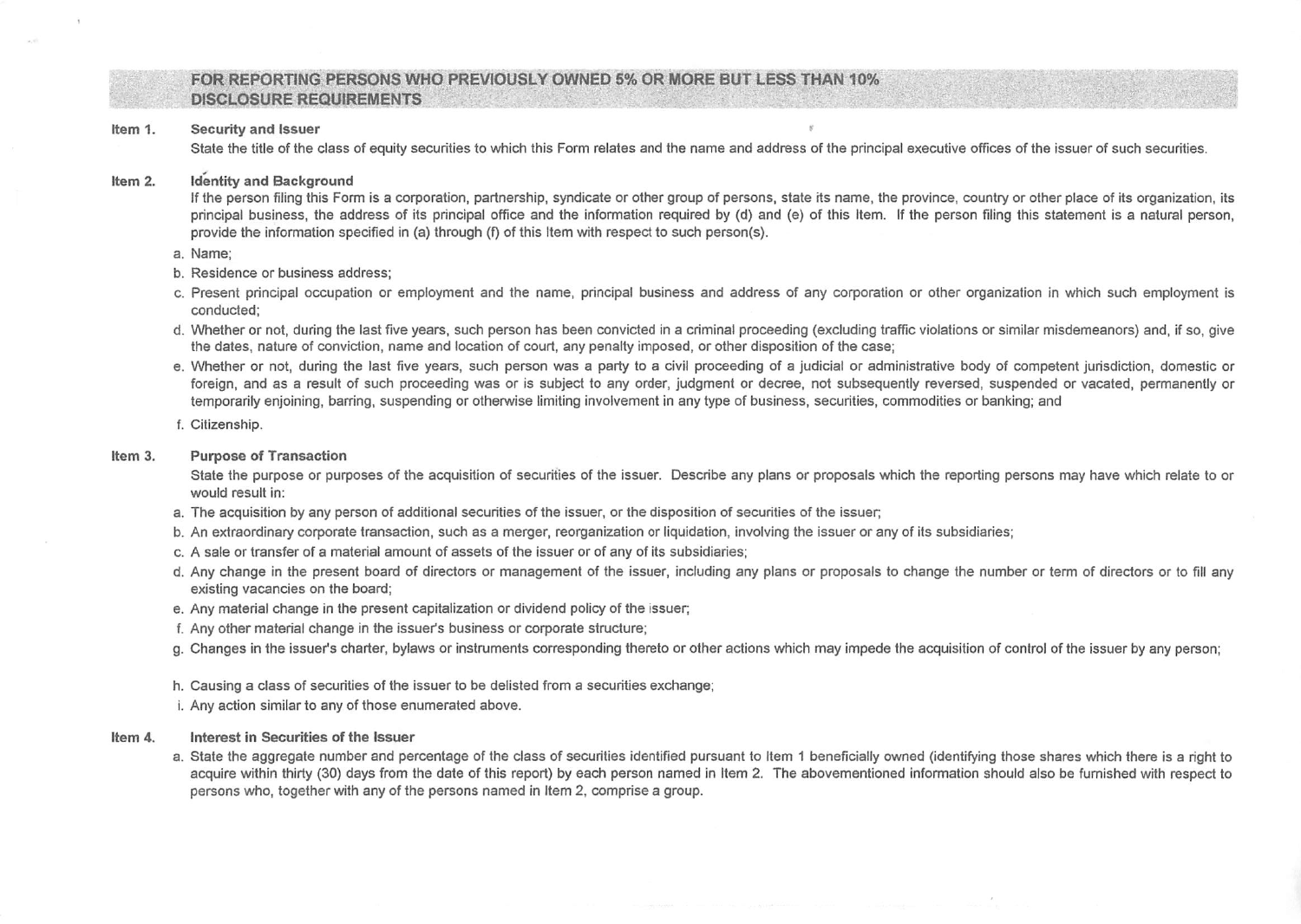## FOR REPORTING PERSONS WHO PREVIOUSLY OWNED 5% OR MORE BUT LESS THAN 10% DISCLOSURE REQUIREMENTS

**Item 1. Security and Issuer**

State the title of the class of equity securities to which this Form relates and the name and address of the principal executive offices of the issuer of such securities.

**Item 2. Identity and Background**

If the person filing this Form is a corporation, partnership, syndicate or other group of persons, state its name, the province, country or other place of its organization, its principal business, the address of its principal office and the information required by (d) and (e) of this Item. If the person filing this statement is a natural person, provide the information specified in (a) through (f) of this Item with respect to such person(s).

a. Name;

b. Residence or business address;

c. Present principal occupation or employment and the name, principal business and address of any corporation or other organization in which such employment is conducted;

d. Whether or not, during the last five years, such person has been convicted in a criminal proceeding (excluding traffic violations or similar misdemeanors) and, if so, give the dates, nature of conviction, name and location of court, any penalty imposed, or other disposition of the case;

e. Whether or not, during the last five years, such person was a party to a civil proceeding of a judicial or administrative body of competent jurisdiction, domestic or foreign, and as a result of such proceeding was or is subject to any order, judgment or decree, not subsequently reversed, suspended or vacated, permanently or temporarily enjoining, barring, suspending or otherwise limiting involvement in any type of business, securities, commodities or banking; and

f. Citizenship.

**Item 3. Purpose of Transaction**

State the purpose or purposes of the acquisition of securities of the issuer. Describe any plans or proposals which the reporting persons may have which relate to or would result in:

a. The acquisition by any person of additional securities of the issuer, or the disposition of securities of the issuer;

b. An extraordinary corporate transaction, such as a merger, reorganization or liquidation, involving the issuer or any of its subsidiaries;

c. A sale or transfer of a material amount of assets of the issuer or of any of its subsidiaries;

d. Any change in the present board of directors or management of the issuer, including any plans or proposals to change the number or term of directors or to fill any existing vacancies on the board;

e. Any material change in the present capitalization or dividend policy of the issuer;

f. Any other material change in the issuer's business or corporate structure;

g. Changes in the issuer's charter, bylaws or instruments corresponding thereto or other actions which may impede the acquisition of control of the issuer by any person;

h. Causing a class of securities of the issuer to be delisted from a securities exchange;

i. Any action similar to any of those enumerated above.

**Item 4. Interest in Securities of the Issuer**

a. State the aggregate number and percentage of the class of securities identified pursuant to Item 1 beneficially owned (identifying those shares which there is a right to acquire within thirty (30) days from the date of this report) by each person named in Item 2. The abovementioned information should also be furnished with respect to persons who, together with any of the persons named in Item 2, comprise a group.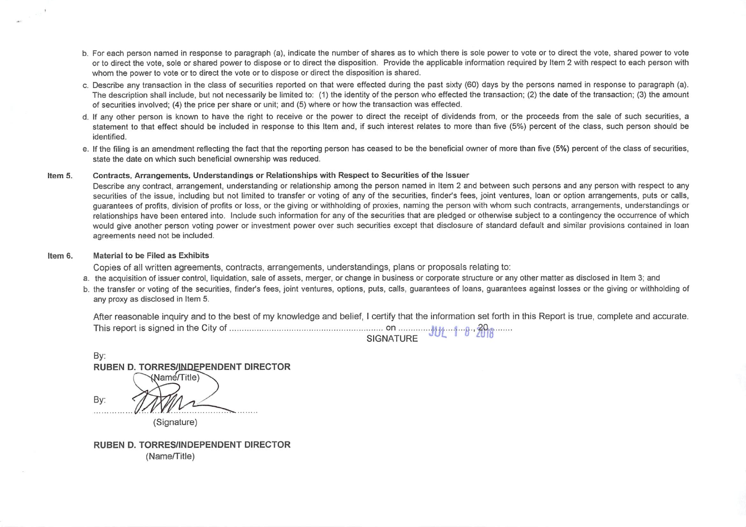b. For each person named in response to paragraph (a), indicate the number of shares as to which there is sole power to vote or to direct the vote, shared power to vote or to direct the vote, sole or shared power to dispose or to direct the disposition. Provide the applicable information required by Item 2 with respect to each person with whom the power to vote or to direct the vote or to dispose or direct the disposition is shared.

c. Describe any transaction in the class of securities reported on that were effected during the past sixty (60) days by the persons named in response to paragraph (a). The description shall include, but not necessarily be limited to: (1) the identity of the person who effected the transaction; (2) the date of the transaction; (3) the amount of securities involved; (4) the price per share or unit; and (5) where or how the transaction was effected.

d. If any other person is known to have the right to receive or the power to direct the receipt of dividends from, or the proceeds from the sale of such securities, a statement to that effect should be included in response to this Item and, if such interest relates to more than five (5%) percent of the class, such person should be identified.

e. If the filing is an amendment reflecting the fact that the reporting person has ceased to be the beneficial owner of more than five (5%) percent of the class of securities, state the date on which such beneficial ownership was reduced.

**Item 5. Contracts, Arrangements, Understandings or Relationships with Respect to Securities of the Issuer**

Describe any contract, arrangement, understanding or relationship among the person named in Item 2 and between such persons and any person with respect to any securities of the issue, including but not limited to transfer or voting of any of the securities, finder's fees, joint ventures, loan or option arrangements, puts or calls, guarantees of profits, division of profits or loss, or the giving or withholding of proxies, naming the person with whom such contracts, arrangements, understandings or relationships have been entered into. Include such information for any of the securities that are pledged or otherwise subject to a contingency the occurrence of which would give another person voting power or investment power over such securities except that disclosure of standard default and similar provisions contained in loan agreements need not be included.

**Item 6. Material to be Filed as Exhibits**

Copies of all written agreements, contracts, arrangements, understandings, plans or proposals relating to:

a. the acquisition of issuer control, liquidation, sale of assets, merger, or change in business or corporate structure or any other matter as disclosed in Item 3; and

b. the transfer or voting of the securities, finder's fees, joint ventures, options, puts, calls, guarantees of loans, guarantees against losses or the giving or withholding of any proxy as disclosed in Item 5.

After reasonable inquiry and to the best of my knowledge and belief, I certify that the information set forth in this Report is true, complete and accurate. This report is signed in the City of .............................................................. on JUL 1 8 2018

SIGNATURE

By:
**RUBEN D. TORRES/INDEPENDENT DIRECTOR**
(Name/Title)

By: ..........................................................
(Signature)

**RUBEN D. TORRES/INDEPENDENT DIRECTOR**
(Name/Title)